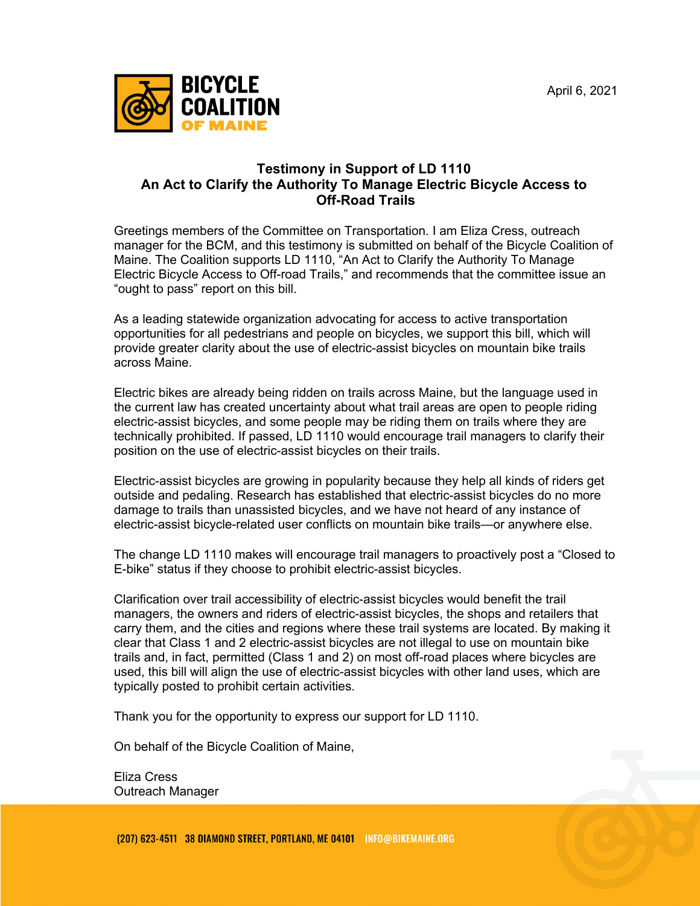**BICYCLE COALITION OF MAINE**

April 6, 2021

## Testimony in Support of LD 1110
## An Act to Clarify the Authority To Manage Electric Bicycle Access to Off-Road Trails

Greetings members of the Committee on Transportation. I am Eliza Cress, outreach manager for the BCM, and this testimony is submitted on behalf of the Bicycle Coalition of Maine. The Coalition supports LD 1110, "An Act to Clarify the Authority To Manage Electric Bicycle Access to Off-road Trails," and recommends that the committee issue an "ought to pass" report on this bill.

As a leading statewide organization advocating for access to active transportation opportunities for all pedestrians and people on bicycles, we support this bill, which will provide greater clarity about the use of electric-assist bicycles on mountain bike trails across Maine.

Electric bikes are already being ridden on trails across Maine, but the language used in the current law has created uncertainty about what trail areas are open to people riding electric-assist bicycles, and some people may be riding them on trails where they are technically prohibited. If passed, LD 1110 would encourage trail managers to clarify their position on the use of electric-assist bicycles on their trails.

Electric-assist bicycles are growing in popularity because they help all kinds of riders get outside and pedaling. Research has established that electric-assist bicycles do no more damage to trails than unassisted bicycles, and we have not heard of any instance of electric-assist bicycle-related user conflicts on mountain bike trails—or anywhere else.

The change LD 1110 makes will encourage trail managers to proactively post a "Closed to E-bike" status if they choose to prohibit electric-assist bicycles.

Clarification over trail accessibility of electric-assist bicycles would benefit the trail managers, the owners and riders of electric-assist bicycles, the shops and retailers that carry them, and the cities and regions where these trail systems are located. By making it clear that Class 1 and 2 electric-assist bicycles are not illegal to use on mountain bike trails and, in fact, permitted (Class 1 and 2) on most off-road places where bicycles are used, this bill will align the use of electric-assist bicycles with other land uses, which are typically posted to prohibit certain activities.

Thank you for the opportunity to express our support for LD 1110.

On behalf of the Bicycle Coalition of Maine,

Eliza Cress
Outreach Manager

(207) 623-4511 38 DIAMOND STREET, PORTLAND, ME 04101 INFO@BIKEMAINE.ORG